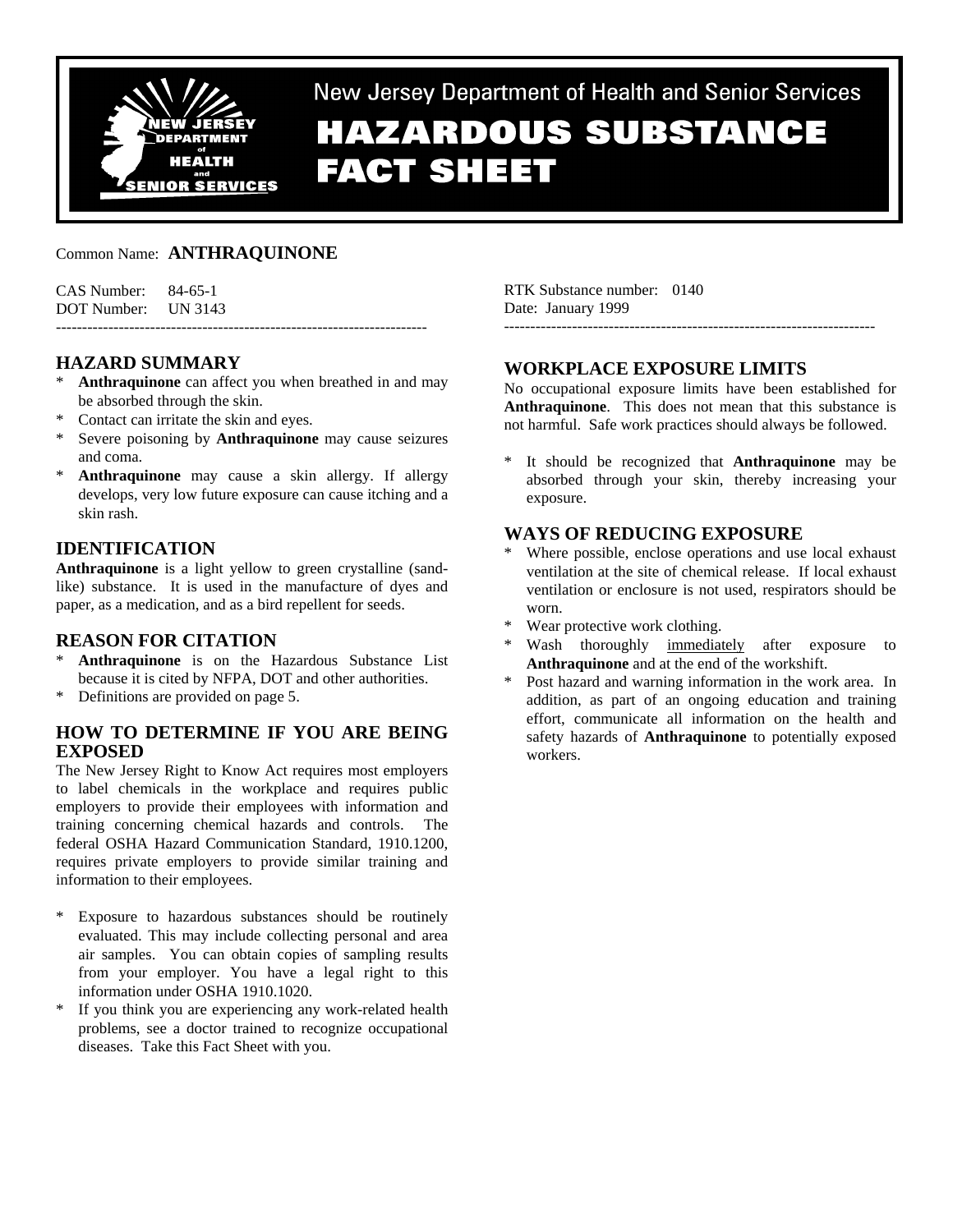New Jersey Department of Health and Senior Services

# HAZARDOUS SUBSTANCE FACT SHEET

Common Name: **ANTHRAQUINONE**

CAS Number: 84-65-1
DOT Number: UN 3143

RTK Substance number: 0140
Date: January 1999

---

## HAZARD SUMMARY

* **Anthraquinone** can affect you when breathed in and may be absorbed through the skin.
* Contact can irritate the skin and eyes.
* Severe poisoning by **Anthraquinone** may cause seizures and coma.
* **Anthraquinone** may cause a skin allergy. If allergy develops, very low future exposure can cause itching and a skin rash.

## IDENTIFICATION

**Anthraquinone** is a light yellow to green crystalline (sand-like) substance. It is used in the manufacture of dyes and paper, as a medication, and as a bird repellent for seeds.

## REASON FOR CITATION

* **Anthraquinone** is on the Hazardous Substance List because it is cited by NFPA, DOT and other authorities.
* Definitions are provided on page 5.

## HOW TO DETERMINE IF YOU ARE BEING EXPOSED

The New Jersey Right to Know Act requires most employers to label chemicals in the workplace and requires public employers to provide their employees with information and training concerning chemical hazards and controls. The federal OSHA Hazard Communication Standard, 1910.1200, requires private employers to provide similar training and information to their employees.

* Exposure to hazardous substances should be routinely evaluated. This may include collecting personal and area air samples. You can obtain copies of sampling results from your employer. You have a legal right to this information under OSHA 1910.1020.
* If you think you are experiencing any work-related health problems, see a doctor trained to recognize occupational diseases. Take this Fact Sheet with you.

## WORKPLACE EXPOSURE LIMITS

No occupational exposure limits have been established for **Anthraquinone**. This does not mean that this substance is not harmful. Safe work practices should always be followed.

* It should be recognized that **Anthraquinone** may be absorbed through your skin, thereby increasing your exposure.

## WAYS OF REDUCING EXPOSURE

* Where possible, enclose operations and use local exhaust ventilation at the site of chemical release. If local exhaust ventilation or enclosure is not used, respirators should be worn.
* Wear protective work clothing.
* Wash thoroughly immediately after exposure to **Anthraquinone** and at the end of the workshift.
* Post hazard and warning information in the work area. In addition, as part of an ongoing education and training effort, communicate all information on the health and safety hazards of **Anthraquinone** to potentially exposed workers.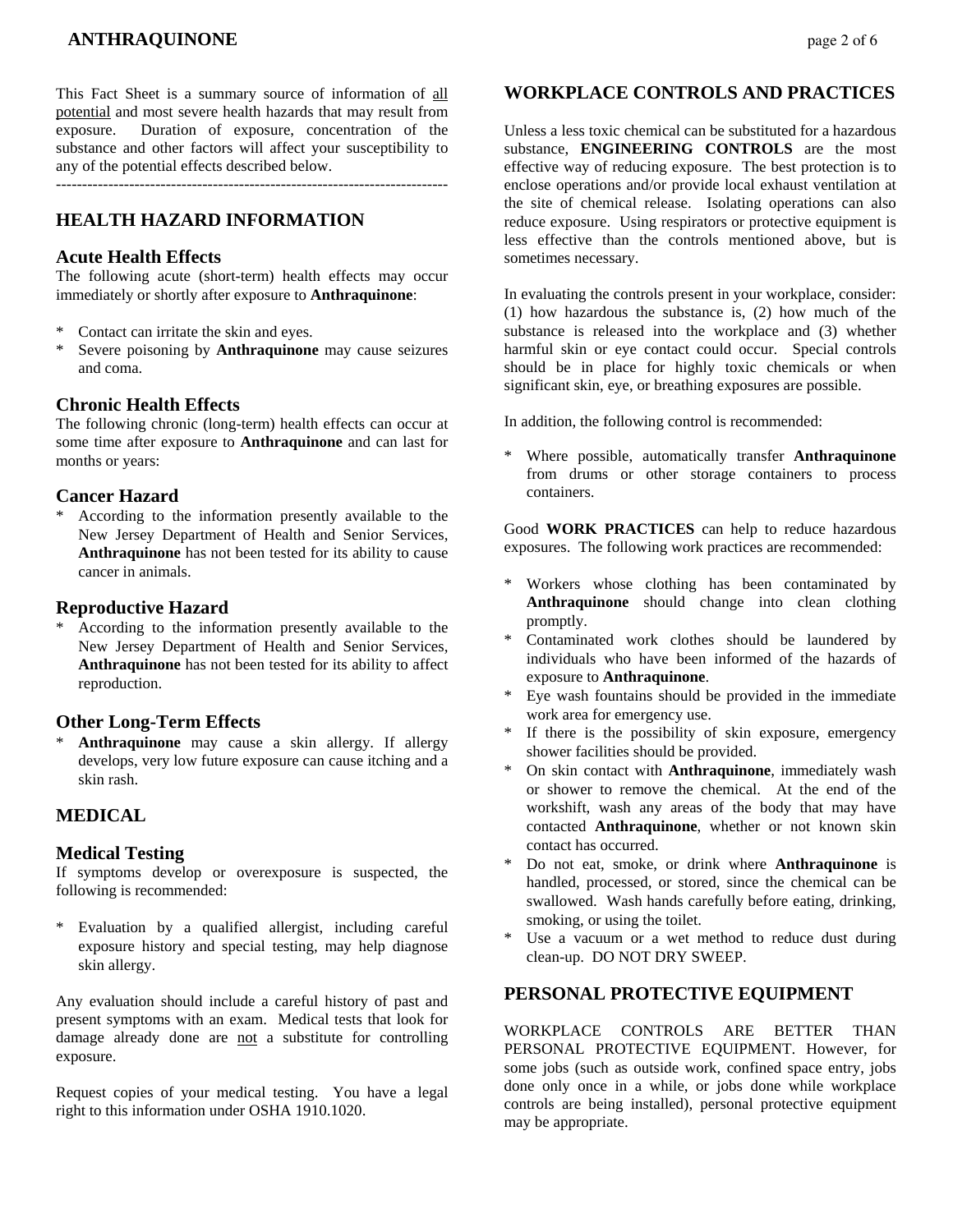This Fact Sheet is a summary source of information of all potential and most severe health hazards that may result from exposure. Duration of exposure, concentration of the substance and other factors will affect your susceptibility to any of the potential effects described below.

---

## HEALTH HAZARD INFORMATION

### Acute Health Effects

The following acute (short-term) health effects may occur immediately or shortly after exposure to **Anthraquinone**:

* Contact can irritate the skin and eyes.
* Severe poisoning by **Anthraquinone** may cause seizures and coma.

### Chronic Health Effects

The following chronic (long-term) health effects can occur at some time after exposure to **Anthraquinone** and can last for months or years:

### Cancer Hazard

* According to the information presently available to the New Jersey Department of Health and Senior Services, **Anthraquinone** has not been tested for its ability to cause cancer in animals.

### Reproductive Hazard

* According to the information presently available to the New Jersey Department of Health and Senior Services, **Anthraquinone** has not been tested for its ability to affect reproduction.

### Other Long-Term Effects

* **Anthraquinone** may cause a skin allergy. If allergy develops, very low future exposure can cause itching and a skin rash.

## MEDICAL

### Medical Testing

If symptoms develop or overexposure is suspected, the following is recommended:

* Evaluation by a qualified allergist, including careful exposure history and special testing, may help diagnose skin allergy.

Any evaluation should include a careful history of past and present symptoms with an exam. Medical tests that look for damage already done are not a substitute for controlling exposure.

Request copies of your medical testing. You have a legal right to this information under OSHA 1910.1020.

## WORKPLACE CONTROLS AND PRACTICES

Unless a less toxic chemical can be substituted for a hazardous substance, **ENGINEERING CONTROLS** are the most effective way of reducing exposure. The best protection is to enclose operations and/or provide local exhaust ventilation at the site of chemical release. Isolating operations can also reduce exposure. Using respirators or protective equipment is less effective than the controls mentioned above, but is sometimes necessary.

In evaluating the controls present in your workplace, consider: (1) how hazardous the substance is, (2) how much of the substance is released into the workplace and (3) whether harmful skin or eye contact could occur. Special controls should be in place for highly toxic chemicals or when significant skin, eye, or breathing exposures are possible.

In addition, the following control is recommended:

* Where possible, automatically transfer **Anthraquinone** from drums or other storage containers to process containers.

Good **WORK PRACTICES** can help to reduce hazardous exposures. The following work practices are recommended:

* Workers whose clothing has been contaminated by **Anthraquinone** should change into clean clothing promptly.
* Contaminated work clothes should be laundered by individuals who have been informed of the hazards of exposure to **Anthraquinone**.
* Eye wash fountains should be provided in the immediate work area for emergency use.
* If there is the possibility of skin exposure, emergency shower facilities should be provided.
* On skin contact with **Anthraquinone**, immediately wash or shower to remove the chemical. At the end of the workshift, wash any areas of the body that may have contacted **Anthraquinone**, whether or not known skin contact has occurred.
* Do not eat, smoke, or drink where **Anthraquinone** is handled, processed, or stored, since the chemical can be swallowed. Wash hands carefully before eating, drinking, smoking, or using the toilet.
* Use a vacuum or a wet method to reduce dust during clean-up. DO NOT DRY SWEEP.

## PERSONAL PROTECTIVE EQUIPMENT

WORKPLACE CONTROLS ARE BETTER THAN PERSONAL PROTECTIVE EQUIPMENT. However, for some jobs (such as outside work, confined space entry, jobs done only once in a while, or jobs done while workplace controls are being installed), personal protective equipment may be appropriate.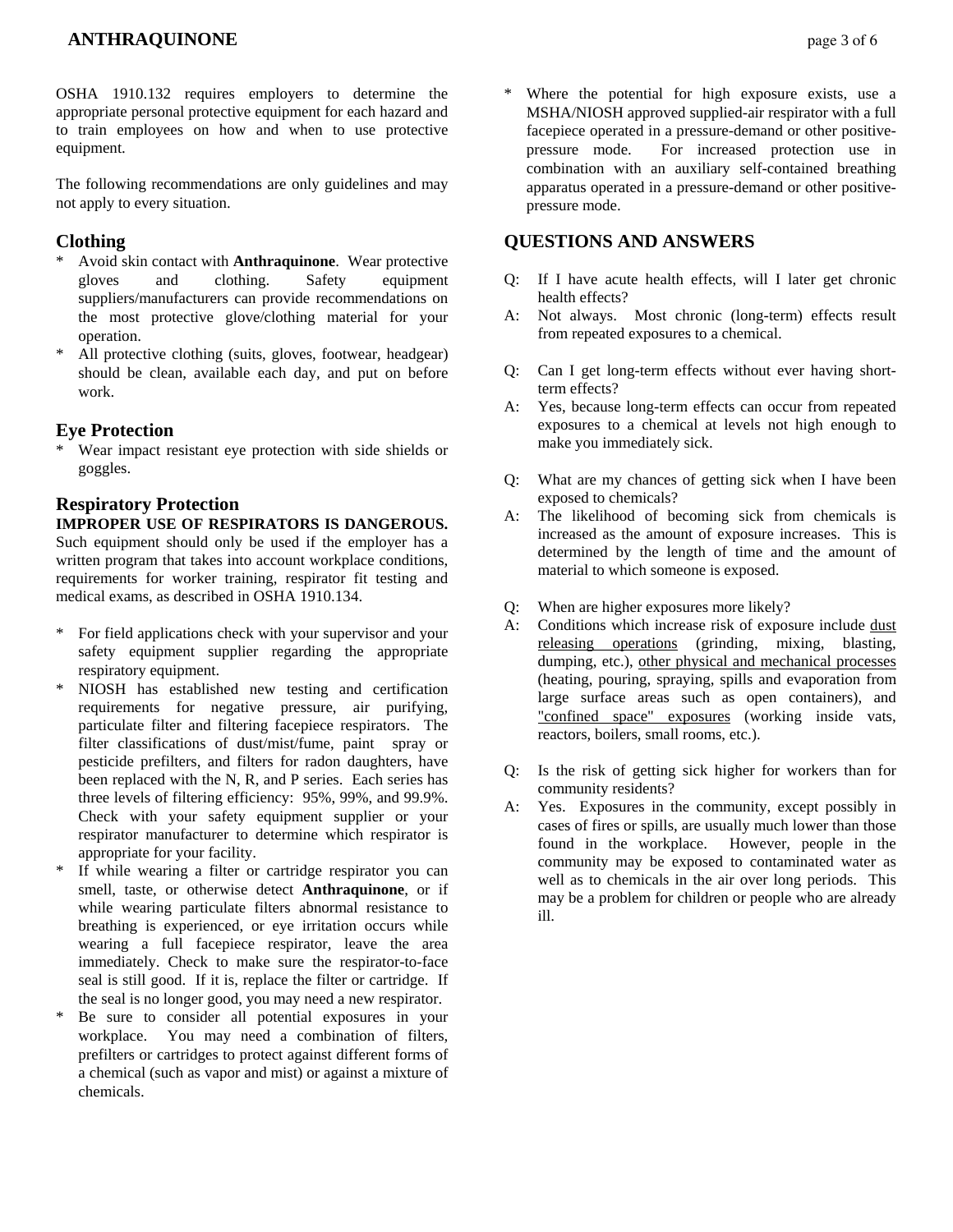OSHA 1910.132 requires employers to determine the appropriate personal protective equipment for each hazard and to train employees on how and when to use protective equipment.

The following recommendations are only guidelines and may not apply to every situation.

## Clothing

* Avoid skin contact with **Anthraquinone**. Wear protective gloves and clothing. Safety equipment suppliers/manufacturers can provide recommendations on the most protective glove/clothing material for your operation.
* All protective clothing (suits, gloves, footwear, headgear) should be clean, available each day, and put on before work.

## Eye Protection

* Wear impact resistant eye protection with side shields or goggles.

## Respiratory Protection

**IMPROPER USE OF RESPIRATORS IS DANGEROUS.** Such equipment should only be used if the employer has a written program that takes into account workplace conditions, requirements for worker training, respirator fit testing and medical exams, as described in OSHA 1910.134.

* For field applications check with your supervisor and your safety equipment supplier regarding the appropriate respiratory equipment.
* NIOSH has established new testing and certification requirements for negative pressure, air purifying, particulate filter and filtering facepiece respirators. The filter classifications of dust/mist/fume, paint spray or pesticide prefilters, and filters for radon daughters, have been replaced with the N, R, and P series. Each series has three levels of filtering efficiency: 95%, 99%, and 99.9%. Check with your safety equipment supplier or your respirator manufacturer to determine which respirator is appropriate for your facility.
* If while wearing a filter or cartridge respirator you can smell, taste, or otherwise detect **Anthraquinone**, or if while wearing particulate filters abnormal resistance to breathing is experienced, or eye irritation occurs while wearing a full facepiece respirator, leave the area immediately. Check to make sure the respirator-to-face seal is still good. If it is, replace the filter or cartridge. If the seal is no longer good, you may need a new respirator.
* Be sure to consider all potential exposures in your workplace. You may need a combination of filters, prefilters or cartridges to protect against different forms of a chemical (such as vapor and mist) or against a mixture of chemicals.
* Where the potential for high exposure exists, use a MSHA/NIOSH approved supplied-air respirator with a full facepiece operated in a pressure-demand or other positive-pressure mode. For increased protection use in combination with an auxiliary self-contained breathing apparatus operated in a pressure-demand or other positive-pressure mode.

## QUESTIONS AND ANSWERS

Q: If I have acute health effects, will I later get chronic health effects?
A: Not always. Most chronic (long-term) effects result from repeated exposures to a chemical.

Q: Can I get long-term effects without ever having short-term effects?
A: Yes, because long-term effects can occur from repeated exposures to a chemical at levels not high enough to make you immediately sick.

Q: What are my chances of getting sick when I have been exposed to chemicals?
A: The likelihood of becoming sick from chemicals is increased as the amount of exposure increases. This is determined by the length of time and the amount of material to which someone is exposed.

Q: When are higher exposures more likely?
A: Conditions which increase risk of exposure include dust releasing operations (grinding, mixing, blasting, dumping, etc.), other physical and mechanical processes (heating, pouring, spraying, spills and evaporation from large surface areas such as open containers), and "confined space" exposures (working inside vats, reactors, boilers, small rooms, etc.).

Q: Is the risk of getting sick higher for workers than for community residents?
A: Yes. Exposures in the community, except possibly in cases of fires or spills, are usually much lower than those found in the workplace. However, people in the community may be exposed to contaminated water as well as to chemicals in the air over long periods. This may be a problem for children or people who are already ill.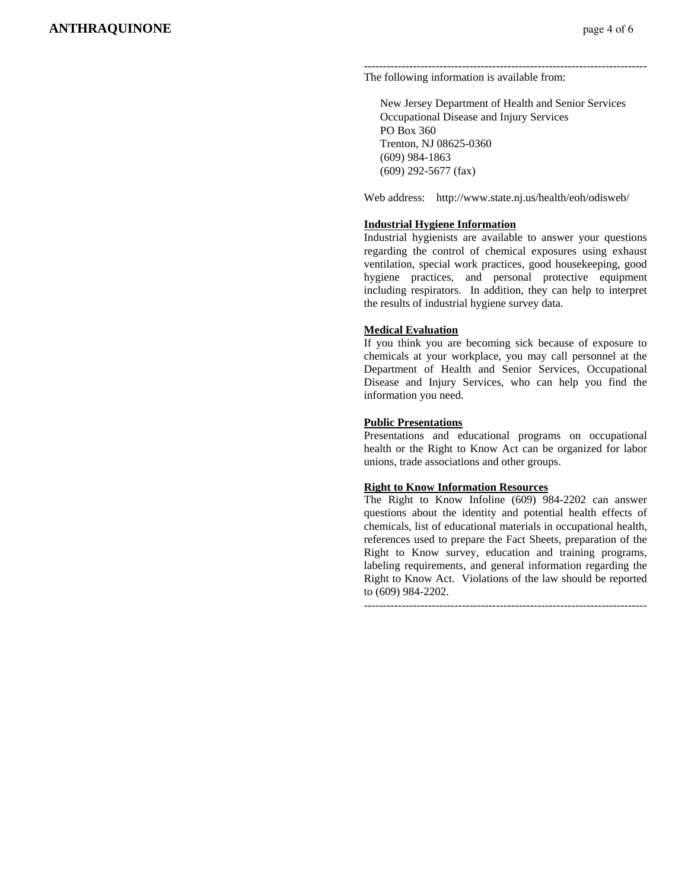---

The following information is available from:

New Jersey Department of Health and Senior Services
Occupational Disease and Injury Services
PO Box 360
Trenton, NJ 08625-0360
(609) 984-1863
(609) 292-5677 (fax)

Web address: http://www.state.nj.us/health/eoh/odisweb/

**Industrial Hygiene Information**

Industrial hygienists are available to answer your questions regarding the control of chemical exposures using exhaust ventilation, special work practices, good housekeeping, good hygiene practices, and personal protective equipment including respirators. In addition, they can help to interpret the results of industrial hygiene survey data.

**Medical Evaluation**

If you think you are becoming sick because of exposure to chemicals at your workplace, you may call personnel at the Department of Health and Senior Services, Occupational Disease and Injury Services, who can help you find the information you need.

**Public Presentations**

Presentations and educational programs on occupational health or the Right to Know Act can be organized for labor unions, trade associations and other groups.

**Right to Know Information Resources**

The Right to Know Infoline (609) 984-2202 can answer questions about the identity and potential health effects of chemicals, list of educational materials in occupational health, references used to prepare the Fact Sheets, preparation of the Right to Know survey, education and training programs, labeling requirements, and general information regarding the Right to Know Act. Violations of the law should be reported to (609) 984-2202.

---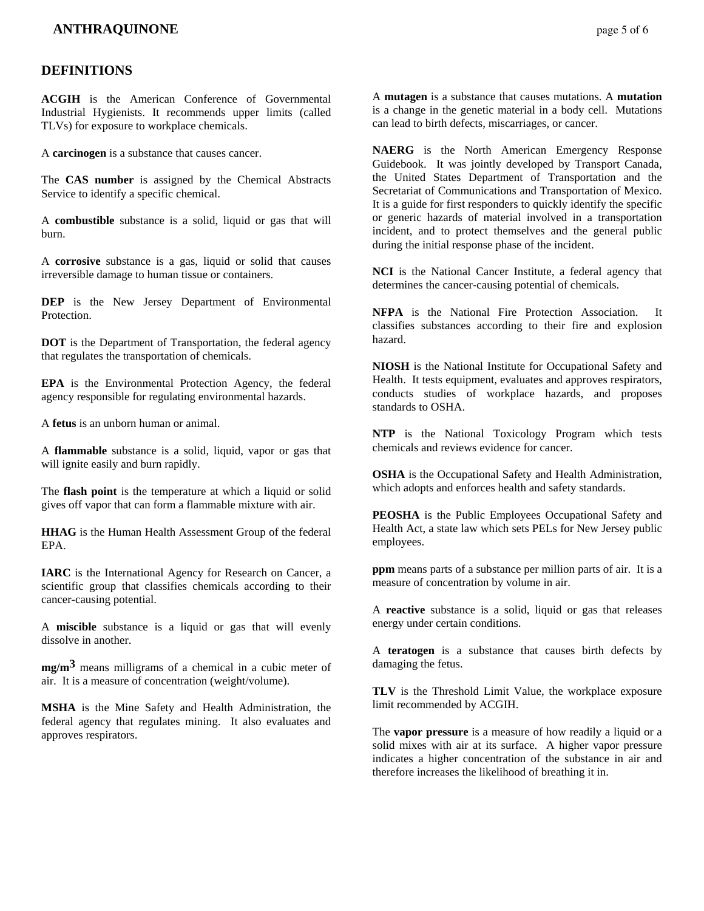## DEFINITIONS

**ACGIH** is the American Conference of Governmental Industrial Hygienists. It recommends upper limits (called TLVs) for exposure to workplace chemicals.

A **carcinogen** is a substance that causes cancer.

The **CAS number** is assigned by the Chemical Abstracts Service to identify a specific chemical.

A **combustible** substance is a solid, liquid or gas that will burn.

A **corrosive** substance is a gas, liquid or solid that causes irreversible damage to human tissue or containers.

**DEP** is the New Jersey Department of Environmental Protection.

**DOT** is the Department of Transportation, the federal agency that regulates the transportation of chemicals.

**EPA** is the Environmental Protection Agency, the federal agency responsible for regulating environmental hazards.

A **fetus** is an unborn human or animal.

A **flammable** substance is a solid, liquid, vapor or gas that will ignite easily and burn rapidly.

The **flash point** is the temperature at which a liquid or solid gives off vapor that can form a flammable mixture with air.

**HHAG** is the Human Health Assessment Group of the federal EPA.

**IARC** is the International Agency for Research on Cancer, a scientific group that classifies chemicals according to their cancer-causing potential.

A **miscible** substance is a liquid or gas that will evenly dissolve in another.

**$mg/m^3$** means milligrams of a chemical in a cubic meter of air. It is a measure of concentration (weight/volume).

**MSHA** is the Mine Safety and Health Administration, the federal agency that regulates mining. It also evaluates and approves respirators.

A **mutagen** is a substance that causes mutations. A **mutation** is a change in the genetic material in a body cell. Mutations can lead to birth defects, miscarriages, or cancer.

**NAERG** is the North American Emergency Response Guidebook. It was jointly developed by Transport Canada, the United States Department of Transportation and the Secretariat of Communications and Transportation of Mexico. It is a guide for first responders to quickly identify the specific or generic hazards of material involved in a transportation incident, and to protect themselves and the general public during the initial response phase of the incident.

**NCI** is the National Cancer Institute, a federal agency that determines the cancer-causing potential of chemicals.

**NFPA** is the National Fire Protection Association. It classifies substances according to their fire and explosion hazard.

**NIOSH** is the National Institute for Occupational Safety and Health. It tests equipment, evaluates and approves respirators, conducts studies of workplace hazards, and proposes standards to OSHA.

**NTP** is the National Toxicology Program which tests chemicals and reviews evidence for cancer.

**OSHA** is the Occupational Safety and Health Administration, which adopts and enforces health and safety standards.

**PEOSHA** is the Public Employees Occupational Safety and Health Act, a state law which sets PELs for New Jersey public employees.

**ppm** means parts of a substance per million parts of air. It is a measure of concentration by volume in air.

A **reactive** substance is a solid, liquid or gas that releases energy under certain conditions.

A **teratogen** is a substance that causes birth defects by damaging the fetus.

**TLV** is the Threshold Limit Value, the workplace exposure limit recommended by ACGIH.

The **vapor pressure** is a measure of how readily a liquid or a solid mixes with air at its surface. A higher vapor pressure indicates a higher concentration of the substance in air and therefore increases the likelihood of breathing it in.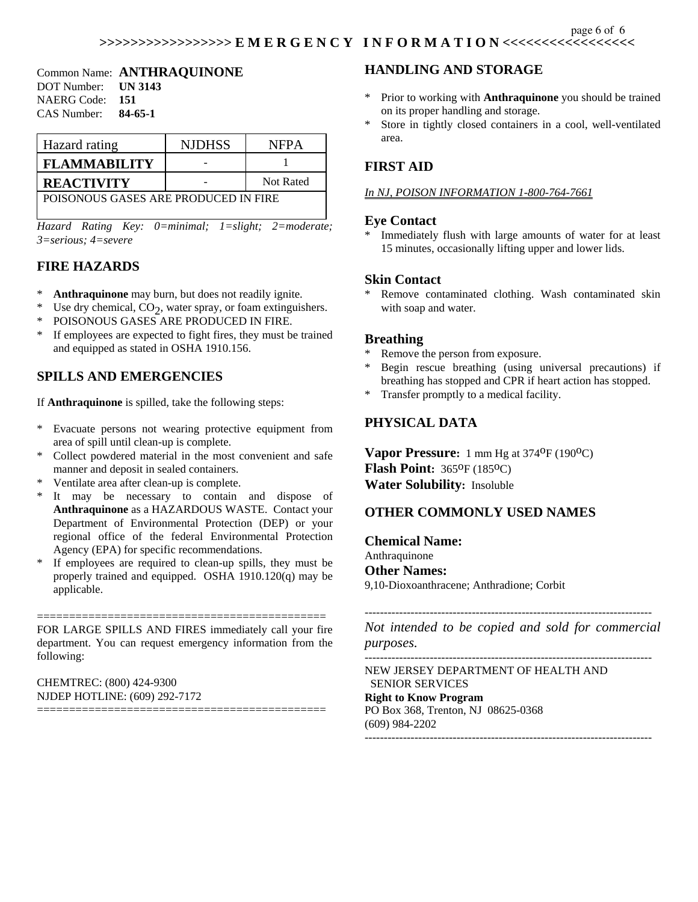# >>>>>>>>>>>>>>>>> E M E R G E N C Y  I N F O R M A T I O N <<<<<<<<<<<<<<<<<

Common Name: **ANTHRAQUINONE**
DOT Number: **UN 3143**
NAERG Code: **151**
CAS Number: **84-65-1**

| Hazard rating | NJDHSS | NFPA |
| --- | --- | --- |
| **FLAMMABILITY** | - | 1 |
| **REACTIVITY** | - | Not Rated |
| POISONOUS GASES ARE PRODUCED IN FIRE | | |

*Hazard Rating Key: 0=minimal; 1=slight; 2=moderate; 3=serious; 4=severe*

## FIRE HAZARDS

* **Anthraquinone** may burn, but does not readily ignite.
* Use dry chemical, $CO_2$, water spray, or foam extinguishers.
* POISONOUS GASES ARE PRODUCED IN FIRE.
* If employees are expected to fight fires, they must be trained and equipped as stated in OSHA 1910.156.

## SPILLS AND EMERGENCIES

If **Anthraquinone** is spilled, take the following steps:

* Evacuate persons not wearing protective equipment from area of spill until clean-up is complete.
* Collect powdered material in the most convenient and safe manner and deposit in sealed containers.
* Ventilate area after clean-up is complete.
* It may be necessary to contain and dispose of **Anthraquinone** as a HAZARDOUS WASTE. Contact your Department of Environmental Protection (DEP) or your regional office of the federal Environmental Protection Agency (EPA) for specific recommendations.
* If employees are required to clean-up spills, they must be properly trained and equipped. OSHA 1910.120(q) may be applicable.

============================================

FOR LARGE SPILLS AND FIRES immediately call your fire department. You can request emergency information from the following:

CHEMTREC: (800) 424-9300
NJDEP HOTLINE: (609) 292-7172

============================================

## HANDLING AND STORAGE

* Prior to working with **Anthraquinone** you should be trained on its proper handling and storage.
* Store in tightly closed containers in a cool, well-ventilated area.

## FIRST AID

*In NJ, POISON INFORMATION 1-800-764-7661*

### Eye Contact

* Immediately flush with large amounts of water for at least 15 minutes, occasionally lifting upper and lower lids.

### Skin Contact

* Remove contaminated clothing. Wash contaminated skin with soap and water.

### Breathing

* Remove the person from exposure.
* Begin rescue breathing (using universal precautions) if breathing has stopped and CPR if heart action has stopped.
* Transfer promptly to a medical facility.

## PHYSICAL DATA

**Vapor Pressure:** 1 mm Hg at 374°F (190°C)
**Flash Point:** 365°F (185°C)
**Water Solubility:** Insoluble

## OTHER COMMONLY USED NAMES

**Chemical Name:**
Anthraquinone
**Other Names:**
9,10-Dioxoanthracene; Anthradione; Corbit

---

*Not intended to be copied and sold for commercial purposes.*

---

NEW JERSEY DEPARTMENT OF HEALTH AND SENIOR SERVICES
**Right to Know Program**
PO Box 368, Trenton, NJ 08625-0368
(609) 984-2202